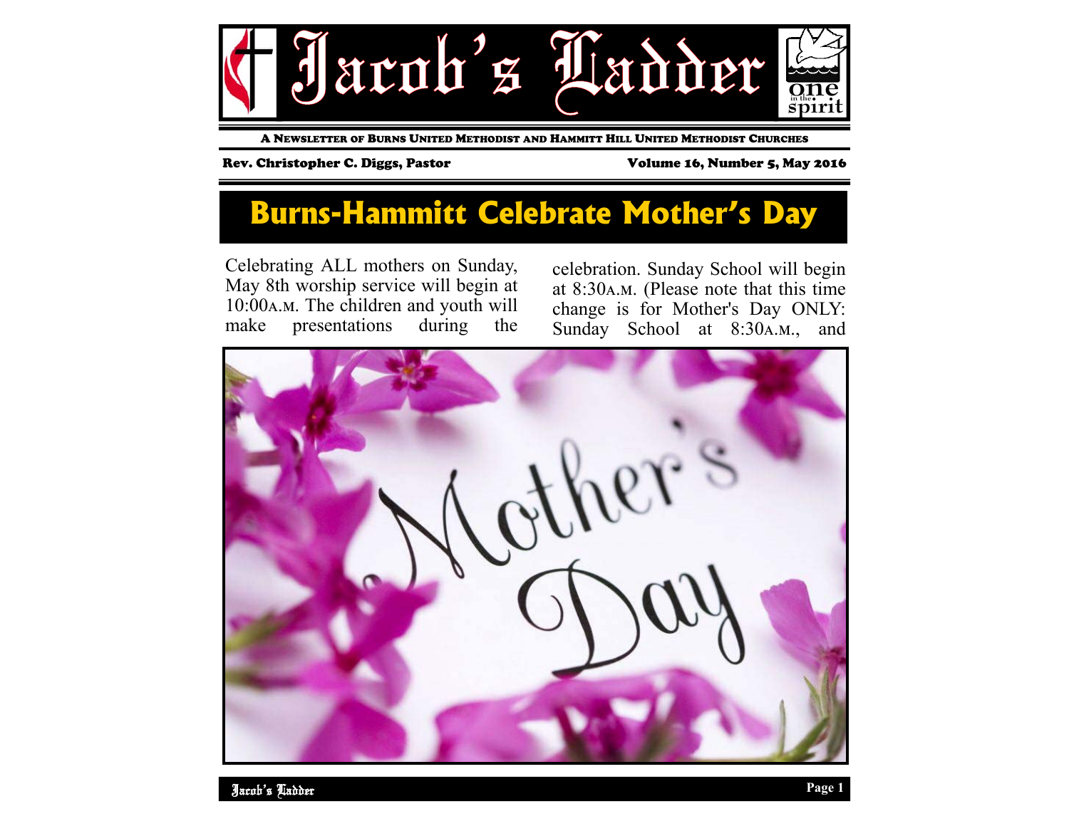# Jacob's Ladder

A Newsletter of Burns United Methodist and Hammitt Hill United Methodist Churches

Rev. Christopher C. Diggs, Pastor

Volume 16, Number 5, May 2016

## Burns-Hammitt Celebrate Mother's Day

Celebrating ALL mothers on Sunday, May 8th worship service will begin at 10:00A.M. The children and youth will make presentations during the celebration. Sunday School will begin at 8:30A.M. (Please note that this time change is for Mother's Day ONLY: Sunday School at 8:30A.M., and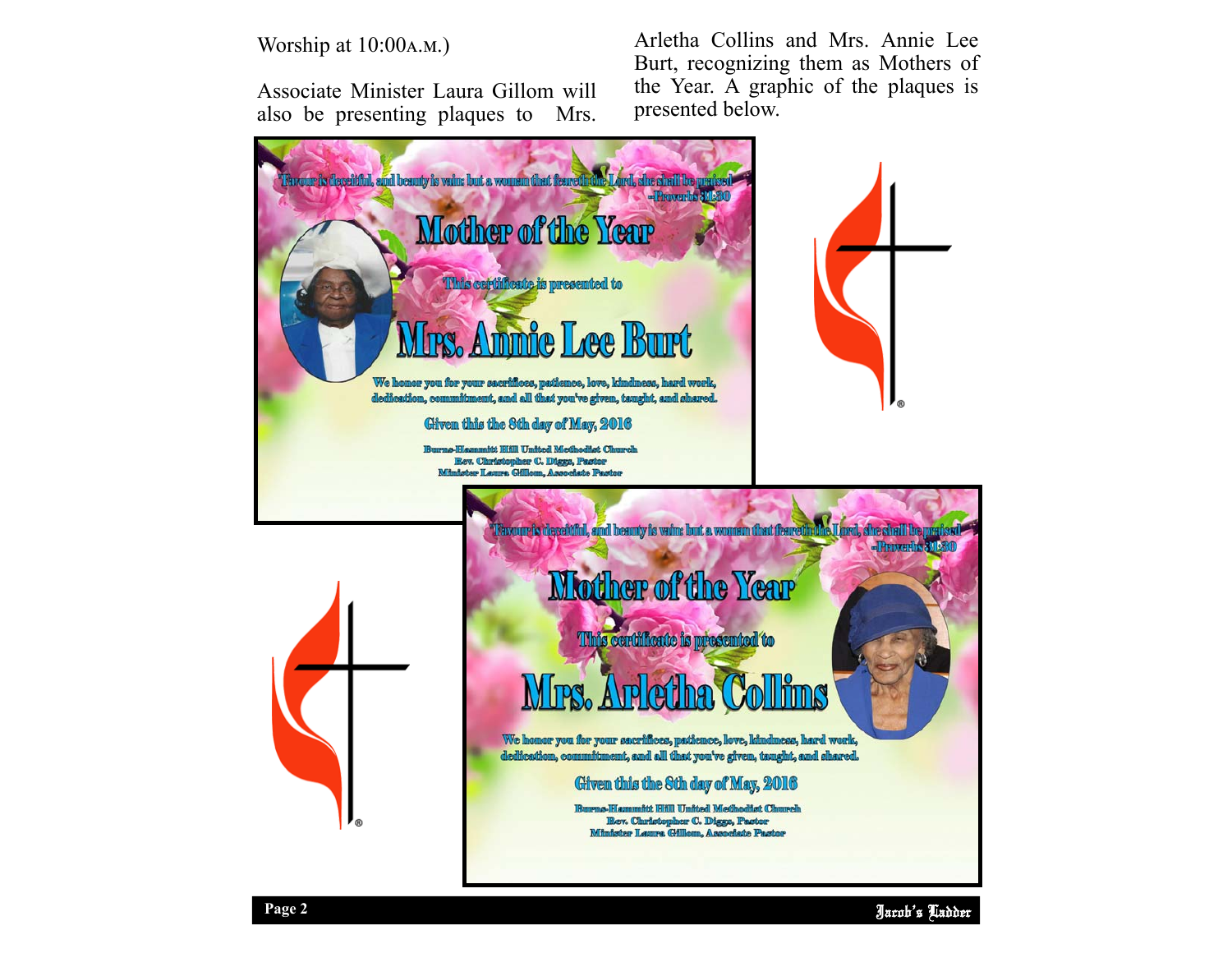Worship at 10:00A.M.)

Associate Minister Laura Gillom will also be presenting plaques to Mrs. Arletha Collins and Mrs. Annie Lee Burt, recognizing them as Mothers of the Year. A graphic of the plaques is presented below.

"Favour is deceitful, and beauty is vain: but a woman that feareth the Lord, she shall be praised
-Proverbs 31:30

**Mother of the Year**

This certificate is presented to

**Mrs. Annie Lee Burt**

We honor you for your sacrifices, patience, love, kindness, hard work, dedication, commitment, and all that you've given, taught, and shared.

Given this the 8th day of May, 2016

Burns-Hammitt Hill United Methodist Church
Rev. Christopher C. Diggs, Pastor
Minister Laura Gillom, Associate Pastor

"Favour is deceitful, and beauty is vain: but a woman that feareth the Lord, she shall be praised
-Proverbs 31:30

**Mother of the Year**

This certificate is presented to

**Mrs. Arletha Collins**

We honor you for your sacrifices, patience, love, kindness, hard work, dedication, commitment, and all that you've given, taught, and shared.

Given this the 8th day of May, 2016

Burns-Hammitt Hill United Methodist Church
Rev. Christopher C. Diggs, Pastor
Minister Laura Gillom, Associate Pastor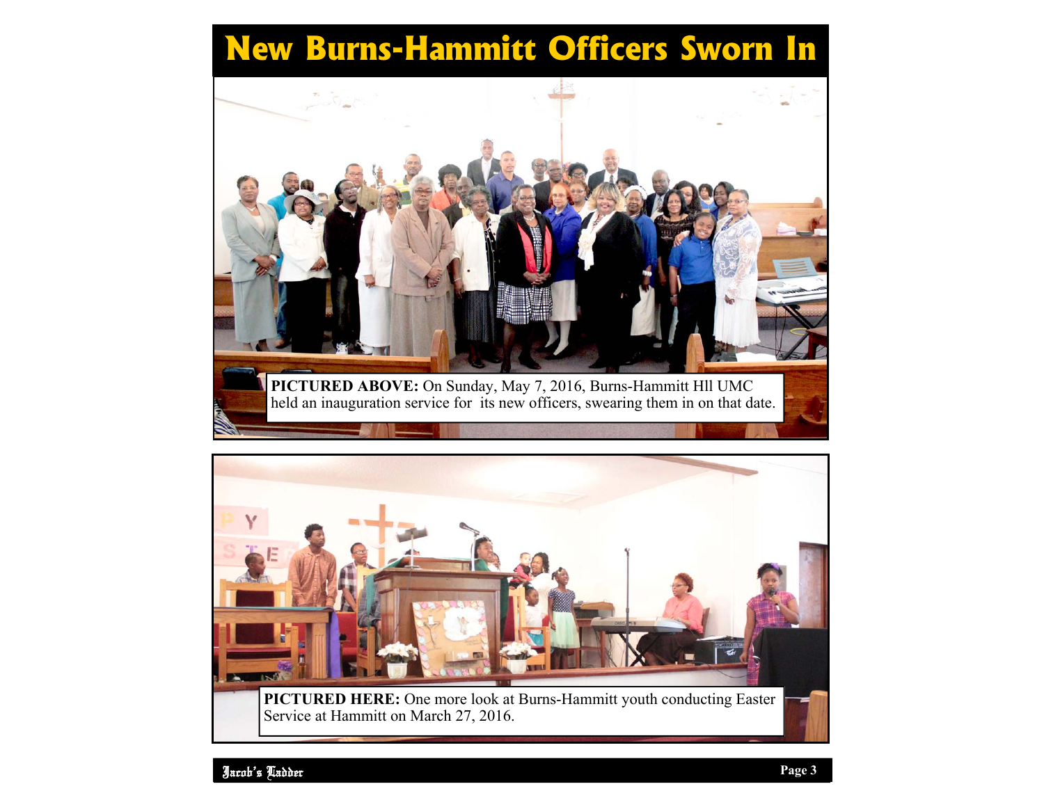# New Burns-Hammitt Officers Sworn In

**PICTURED ABOVE:** On Sunday, May 7, 2016, Burns-Hammitt Hll UMC held an inauguration service for its new officers, swearing them in on that date.

**PICTURED HERE:** One more look at Burns-Hammitt youth conducting Easter Service at Hammitt on March 27, 2016.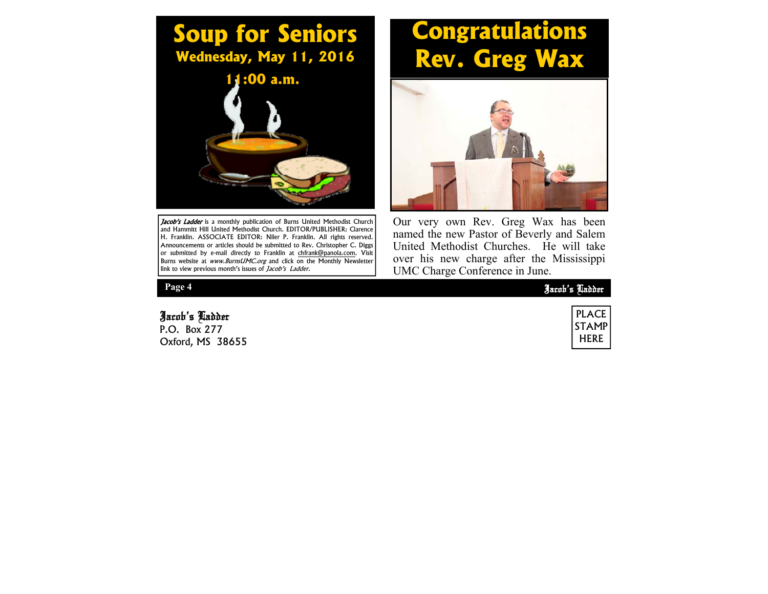# Soup for Seniors

**Wednesday, May 11, 2016**

**11:00 a.m.**

*Jacob's Ladder* is a monthly publication of Burns United Methodist Church and Hammitt Hill United Methodist Church. EDITOR/PUBLISHER: Clarence H. Franklin. ASSOCIATE EDITOR: Niler P. Franklin. All rights reserved. Announcements or articles should be submitted to Rev. Christopher C. Diggs or submitted by e-mail directly to Franklin at chfrank@panola.com. Visit Burns website at *www.BurnsUMC.org* and click on the Monthly Newsletter link to view previous month's issues of *Jacob's Ladder*.

# Congratulations Rev. Greg Wax

Our very own Rev. Greg Wax has been named the new Pastor of Beverly and Salem United Methodist Churches. He will take over his new charge after the Mississippi UMC Charge Conference in June.

Jacob's Ladder
P.O. Box 277
Oxford, MS 38655

PLACE STAMP HERE